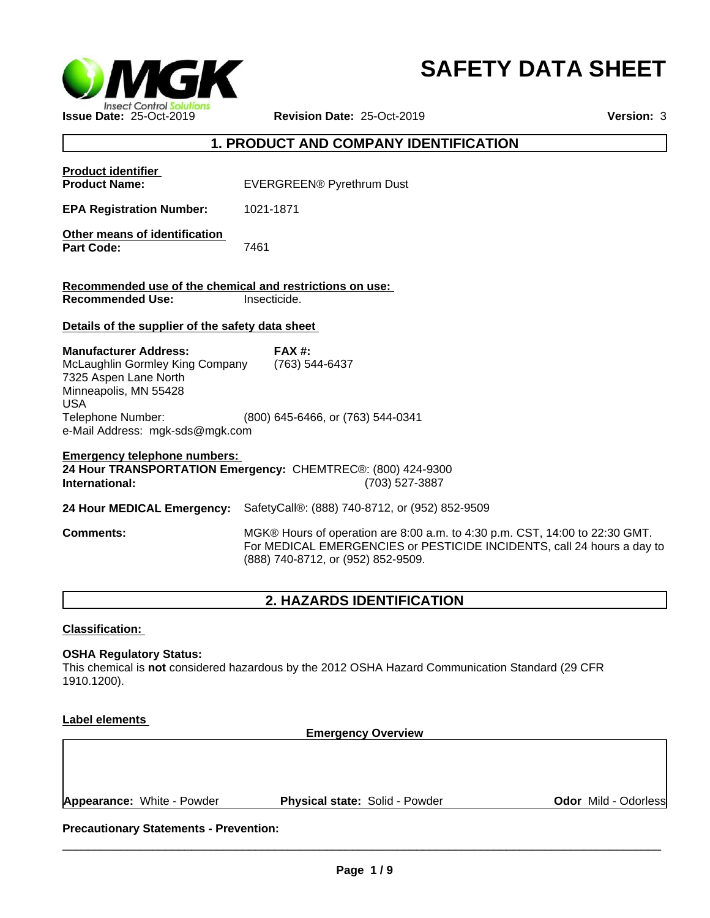# SAFETY DATA SHEET

**Issue Date:** 25-Oct-2019 **Revision Date:** 25-Oct-2019 **Version:** 3

## 1. PRODUCT AND COMPANY IDENTIFICATION

**Product identifier**

**Product Name:** EVERGREEN® Pyrethrum Dust

**EPA Registration Number:** 1021-1871

**Other means of identification**

**Part Code:** 7461

**Recommended use of the chemical and restrictions on use:**

**Recommended Use:** Insecticide.

**Details of the supplier of the safety data sheet**

**Manufacturer Address:**
McLaughlin Gormley King Company
7325 Aspen Lane North
Minneapolis, MN 55428
USA

**FAX #:** (763) 544-6437

Telephone Number: (800) 645-6466, or (763) 544-0341
e-Mail Address: mgk-sds@mgk.com

**Emergency telephone numbers:**

**24 Hour TRANSPORTATION Emergency:** CHEMTREC®: (800) 424-9300
**International:** (703) 527-3887

**24 Hour MEDICAL Emergency:** SafetyCall®: (888) 740-8712, or (952) 852-9509

**Comments:** MGK® Hours of operation are 8:00 a.m. to 4:30 p.m. CST, 14:00 to 22:30 GMT. For MEDICAL EMERGENCIES or PESTICIDE INCIDENTS, call 24 hours a day to (888) 740-8712, or (952) 852-9509.

## 2. HAZARDS IDENTIFICATION

**Classification:**

**OSHA Regulatory Status:**
This chemical is **not** considered hazardous by the 2012 OSHA Hazard Communication Standard (29 CFR 1910.1200).

**Label elements**

**Emergency Overview**

**Appearance:** White - Powder **Physical state:** Solid - Powder **Odor** Mild - Odorless

**Precautionary Statements - Prevention:**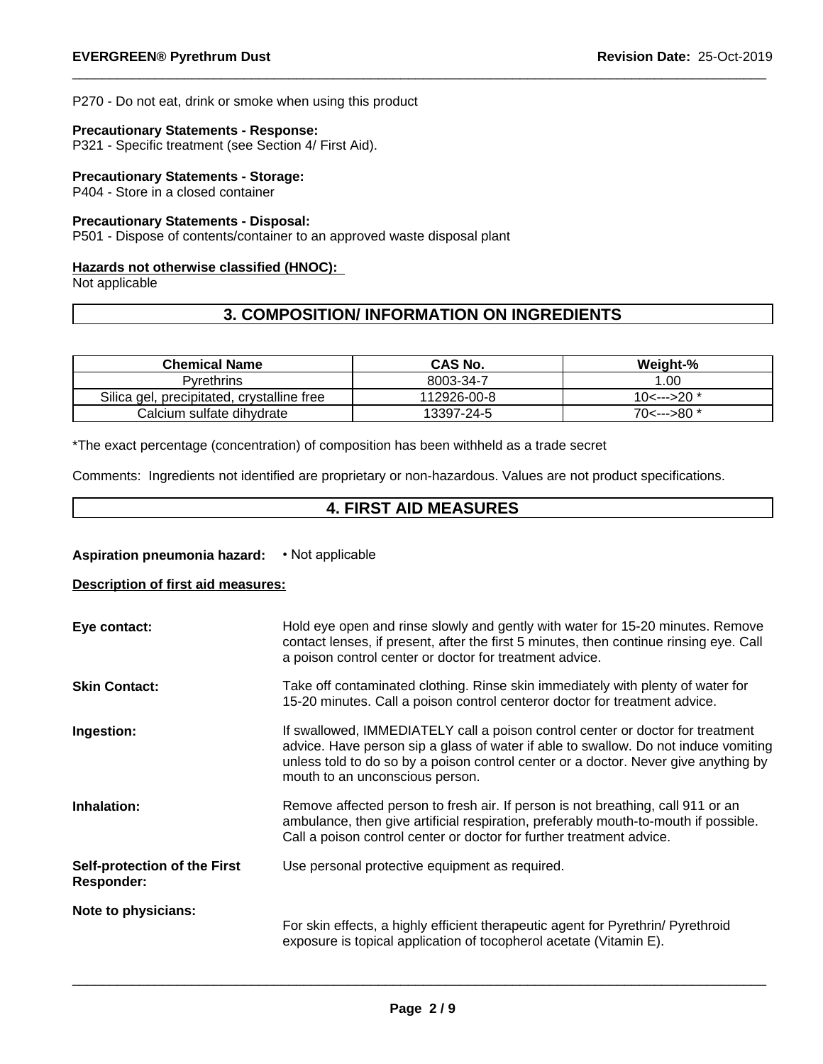P270 - Do not eat, drink or smoke when using this product

**Precautionary Statements - Response:**
P321 - Specific treatment (see Section 4/ First Aid).

**Precautionary Statements - Storage:**
P404 - Store in a closed container

**Precautionary Statements - Disposal:**
P501 - Dispose of contents/container to an approved waste disposal plant

**Hazards not otherwise classified (HNOC):**
Not applicable

## 3. COMPOSITION/ INFORMATION ON INGREDIENTS

| Chemical Name | CAS No. | Weight-% |
|---|---|---|
| Pyrethrins | 8003-34-7 | 1.00 |
| Silica gel, precipitated, crystalline free | 112926-00-8 | 10<--->20 * |
| Calcium sulfate dihydrate | 13397-24-5 | 70<--->80 * |

*The exact percentage (concentration) of composition has been withheld as a trade secret

Comments: Ingredients not identified are proprietary or non-hazardous. Values are not product specifications.

## 4. FIRST AID MEASURES

**Aspiration pneumonia hazard:** • Not applicable

**Description of first aid measures:**

**Eye contact:** Hold eye open and rinse slowly and gently with water for 15-20 minutes. Remove contact lenses, if present, after the first 5 minutes, then continue rinsing eye. Call a poison control center or doctor for treatment advice.

**Skin Contact:** Take off contaminated clothing. Rinse skin immediately with plenty of water for 15-20 minutes. Call a poison control centeror doctor for treatment advice.

**Ingestion:** If swallowed, IMMEDIATELY call a poison control center or doctor for treatment advice. Have person sip a glass of water if able to swallow. Do not induce vomiting unless told to do so by a poison control center or a doctor. Never give anything by mouth to an unconscious person.

**Inhalation:** Remove affected person to fresh air. If person is not breathing, call 911 or an ambulance, then give artificial respiration, preferably mouth-to-mouth if possible. Call a poison control center or doctor for further treatment advice.

**Self-protection of the First Responder:** Use personal protective equipment as required.

**Note to physicians:** For skin effects, a highly efficient therapeutic agent for Pyrethrin/ Pyrethroid exposure is topical application of tocopherol acetate (Vitamin E).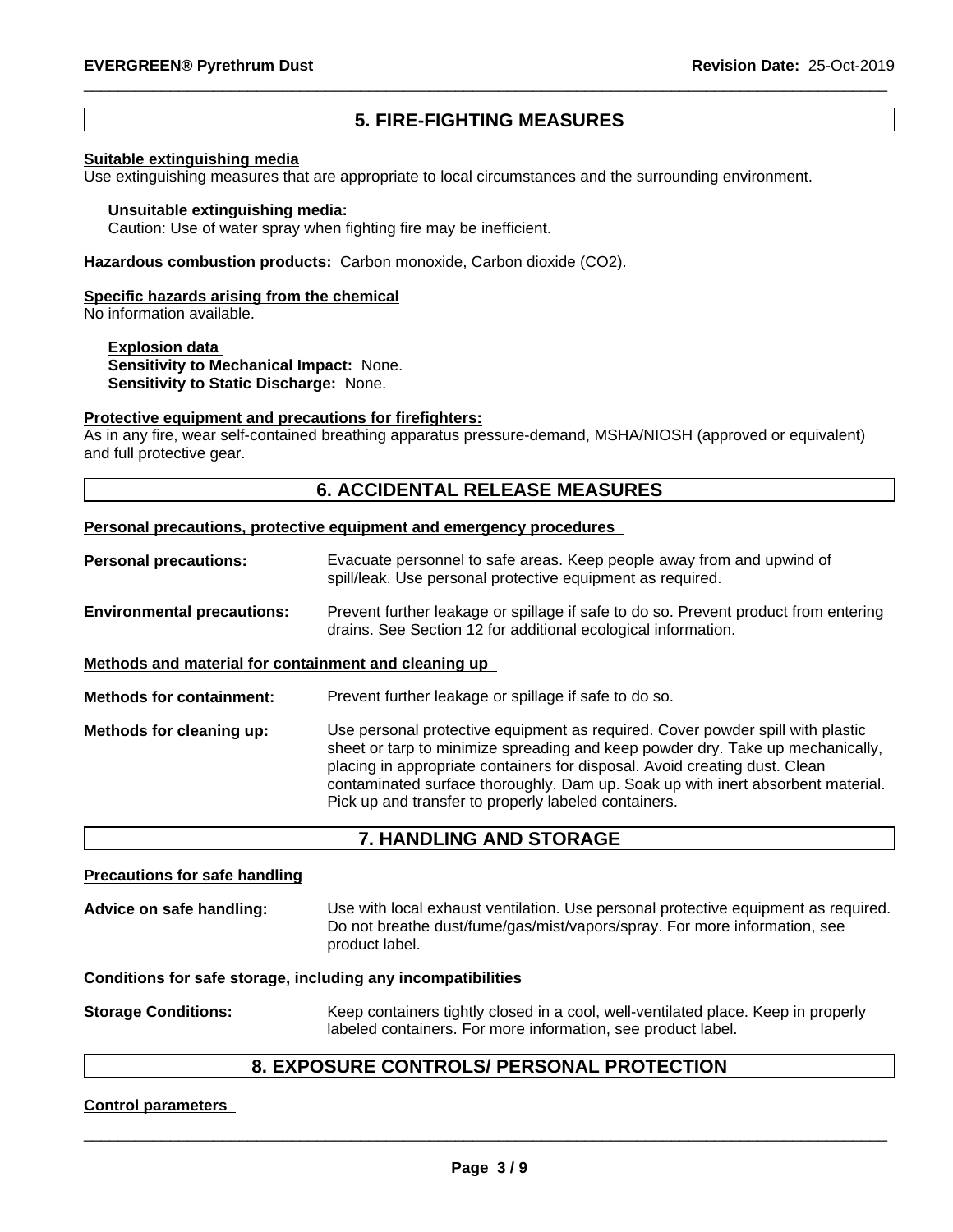## 5. FIRE-FIGHTING MEASURES

**Suitable extinguishing media**

Use extinguishing measures that are appropriate to local circumstances and the surrounding environment.

**Unsuitable extinguishing media:**
Caution: Use of water spray when fighting fire may be inefficient.

**Hazardous combustion products:** Carbon monoxide, Carbon dioxide ($CO_2$).

**Specific hazards arising from the chemical**

No information available.

**Explosion data**
**Sensitivity to Mechanical Impact:** None.
**Sensitivity to Static Discharge:** None.

**Protective equipment and precautions for firefighters:**

As in any fire, wear self-contained breathing apparatus pressure-demand, MSHA/NIOSH (approved or equivalent) and full protective gear.

## 6. ACCIDENTAL RELEASE MEASURES

**Personal precautions, protective equipment and emergency procedures**

**Personal precautions:** Evacuate personnel to safe areas. Keep people away from and upwind of spill/leak. Use personal protective equipment as required.

**Environmental precautions:** Prevent further leakage or spillage if safe to do so. Prevent product from entering drains. See Section 12 for additional ecological information.

**Methods and material for containment and cleaning up**

**Methods for containment:** Prevent further leakage or spillage if safe to do so.

**Methods for cleaning up:** Use personal protective equipment as required. Cover powder spill with plastic sheet or tarp to minimize spreading and keep powder dry. Take up mechanically, placing in appropriate containers for disposal. Avoid creating dust. Clean contaminated surface thoroughly. Dam up. Soak up with inert absorbent material. Pick up and transfer to properly labeled containers.

## 7. HANDLING AND STORAGE

**Precautions for safe handling**

**Advice on safe handling:** Use with local exhaust ventilation. Use personal protective equipment as required. Do not breathe dust/fume/gas/mist/vapors/spray. For more information, see product label.

**Conditions for safe storage, including any incompatibilities**

**Storage Conditions:** Keep containers tightly closed in a cool, well-ventilated place. Keep in properly labeled containers. For more information, see product label.

## 8. EXPOSURE CONTROLS/ PERSONAL PROTECTION

**Control parameters**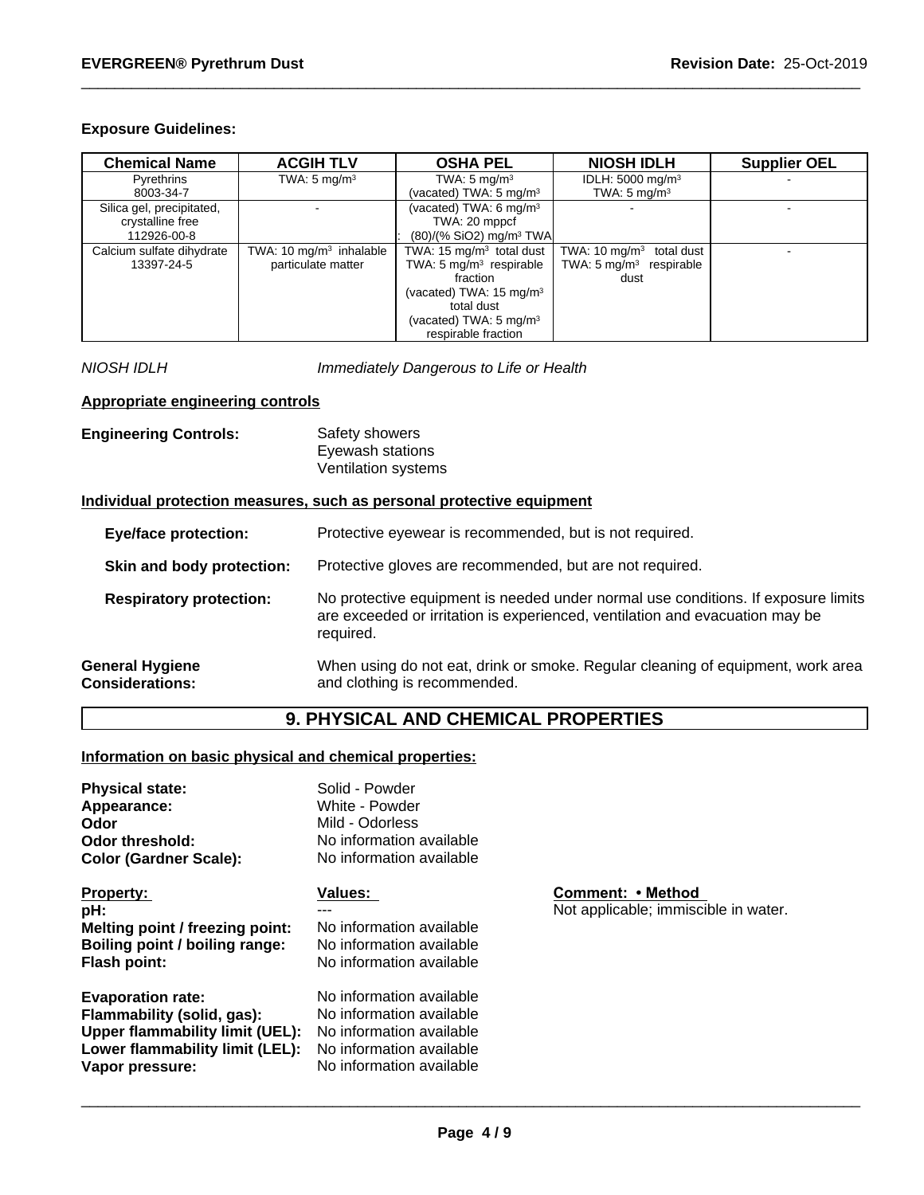**Exposure Guidelines:**

| Chemical Name | ACGIH TLV | OSHA PEL | NIOSH IDLH | Supplier OEL |
|---|---|---|---|---|
| Pyrethrins 8003-34-7 | TWA: 5 mg/m$^3$ | TWA: 5 mg/m$^3$ (vacated) TWA: 5 mg/m$^3$ | IDLH: 5000 mg/m$^3$ TWA: 5 mg/m$^3$ | - |
| Silica gel, precipitated, crystalline free 112926-00-8 | - | (vacated) TWA: 6 mg/m$^3$ TWA: 20 mppcf : (80)/(% SiO2) mg/m$^3$ TWA | - | - |
| Calcium sulfate dihydrate 13397-24-5 | TWA: 10 mg/m$^3$ inhalable particulate matter | TWA: 15 mg/m$^3$ total dust TWA: 5 mg/m$^3$ respirable fraction (vacated) TWA: 15 mg/m$^3$ total dust (vacated) TWA: 5 mg/m$^3$ respirable fraction | TWA: 10 mg/m$^3$ total dust TWA: 5 mg/m$^3$ respirable dust | - |

*NIOSH IDLH* *Immediately Dangerous to Life or Health*

**Appropriate engineering controls**

**Engineering Controls:** Safety showers
Eyewash stations
Ventilation systems

**Individual protection measures, such as personal protective equipment**

**Eye/face protection:** Protective eyewear is recommended, but is not required.

**Skin and body protection:** Protective gloves are recommended, but are not required.

**Respiratory protection:** No protective equipment is needed under normal use conditions. If exposure limits are exceeded or irritation is experienced, ventilation and evacuation may be required.

**General Hygiene Considerations:** When using do not eat, drink or smoke. Regular cleaning of equipment, work area and clothing is recommended.

## 9. PHYSICAL AND CHEMICAL PROPERTIES

**Information on basic physical and chemical properties:**

**Physical state:** Solid - Powder
**Appearance:** White - Powder
**Odor** Mild - Odorless
**Odor threshold:** No information available
**Color (Gardner Scale):** No information available

| Property: | Values: | Comment: • Method |
|---|---|---|
| **pH:** | --- | Not applicable; immiscible in water. |
| **Melting point / freezing point:** | No information available | |
| **Boiling point / boiling range:** | No information available | |
| **Flash point:** | No information available | |
| **Evaporation rate:** | No information available | |
| **Flammability (solid, gas):** | No information available | |
| **Upper flammability limit (UEL):** | No information available | |
| **Lower flammability limit (LEL):** | No information available | |
| **Vapor pressure:** | No information available | |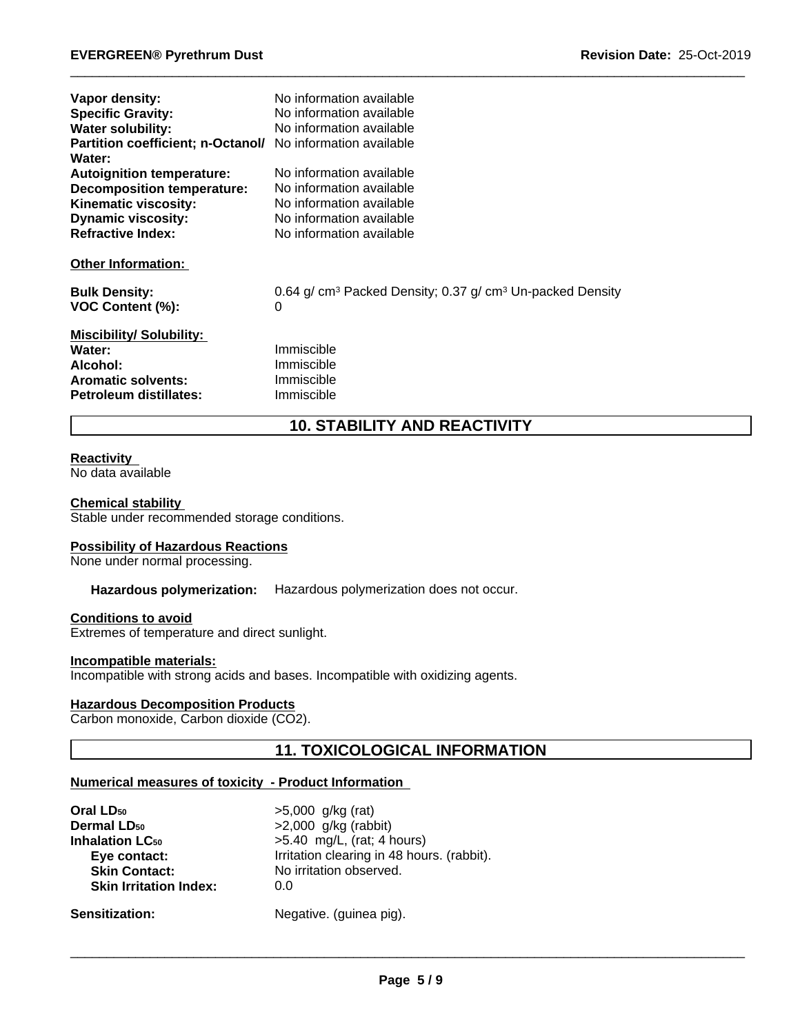| | |
|---|---|
| **Vapor density:** | No information available |
| **Specific Gravity:** | No information available |
| **Water solubility:** | No information available |
| **Partition coefficient; n-Octanol/ Water:** | No information available |
| **Autoignition temperature:** | No information available |
| **Decomposition temperature:** | No information available |
| **Kinematic viscosity:** | No information available |
| **Dynamic viscosity:** | No information available |
| **Refractive Index:** | No information available |

**Other Information:**

| | |
|---|---|
| **Bulk Density:** | 0.64 g/ $cm^3$ Packed Density; 0.37 g/ $cm^3$ Un-packed Density |
| **VOC Content (%):** | 0 |

**Miscibility/ Solubility:**

| | |
|---|---|
| **Water:** | Immiscible |
| **Alcohol:** | Immiscible |
| **Aromatic solvents:** | Immiscible |
| **Petroleum distillates:** | Immiscible |

## 10. STABILITY AND REACTIVITY

**Reactivity**
No data available

**Chemical stability**
Stable under recommended storage conditions.

**Possibility of Hazardous Reactions**
None under normal processing.

**Hazardous polymerization:** Hazardous polymerization does not occur.

**Conditions to avoid**
Extremes of temperature and direct sunlight.

**Incompatible materials:**
Incompatible with strong acids and bases. Incompatible with oxidizing agents.

**Hazardous Decomposition Products**
Carbon monoxide, Carbon dioxide ($CO_2$).

## 11. TOXICOLOGICAL INFORMATION

**Numerical measures of toxicity - Product Information**

| | |
|---|---|
| **Oral $LD_{50}$** | >5,000 g/kg (rat) |
| **Dermal $LD_{50}$** | >2,000 g/kg (rabbit) |
| **Inhalation $LC_{50}$** | >5.40 mg/L, (rat; 4 hours) |
| **Eye contact:** | Irritation clearing in 48 hours. (rabbit). |
| **Skin Contact:** | No irritation observed. |
| **Skin Irritation Index:** | 0.0 |
| **Sensitization:** | Negative. (guinea pig). |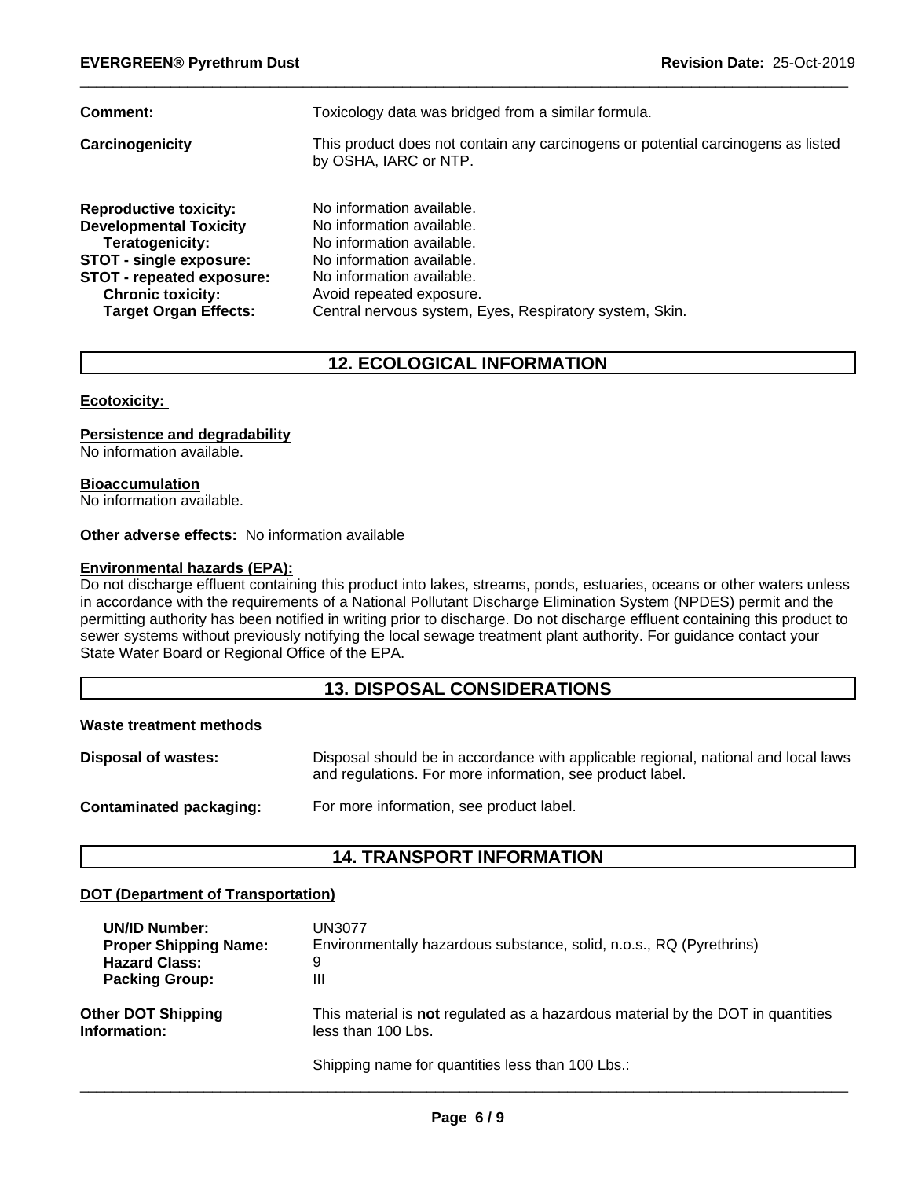**Comment:** Toxicology data was bridged from a similar formula.

**Carcinogenicity** This product does not contain any carcinogens or potential carcinogens as listed by OSHA, IARC or NTP.

**Reproductive toxicity:** No information available.
**Developmental Toxicity** No information available.
**Teratogenicity:** No information available.
**STOT - single exposure:** No information available.
**STOT - repeated exposure:** No information available.
**Chronic toxicity:** Avoid repeated exposure.
**Target Organ Effects:** Central nervous system, Eyes, Respiratory system, Skin.

## 12. ECOLOGICAL INFORMATION

**Ecotoxicity:**

**Persistence and degradability**
No information available.

**Bioaccumulation**
No information available.

**Other adverse effects:** No information available

**Environmental hazards (EPA):**
Do not discharge effluent containing this product into lakes, streams, ponds, estuaries, oceans or other waters unless in accordance with the requirements of a National Pollutant Discharge Elimination System (NPDES) permit and the permitting authority has been notified in writing prior to discharge. Do not discharge effluent containing this product to sewer systems without previously notifying the local sewage treatment plant authority. For guidance contact your State Water Board or Regional Office of the EPA.

## 13. DISPOSAL CONSIDERATIONS

**Waste treatment methods**

**Disposal of wastes:** Disposal should be in accordance with applicable regional, national and local laws and regulations. For more information, see product label.

**Contaminated packaging:** For more information, see product label.

## 14. TRANSPORT INFORMATION

**DOT (Department of Transportation)**

**UN/ID Number:** UN3077
**Proper Shipping Name:** Environmentally hazardous substance, solid, n.o.s., RQ (Pyrethrins)
**Hazard Class:** 9
**Packing Group:** III

**Other DOT Shipping Information:** This material is **not** regulated as a hazardous material by the DOT in quantities less than 100 Lbs.

Shipping name for quantities less than 100 Lbs.: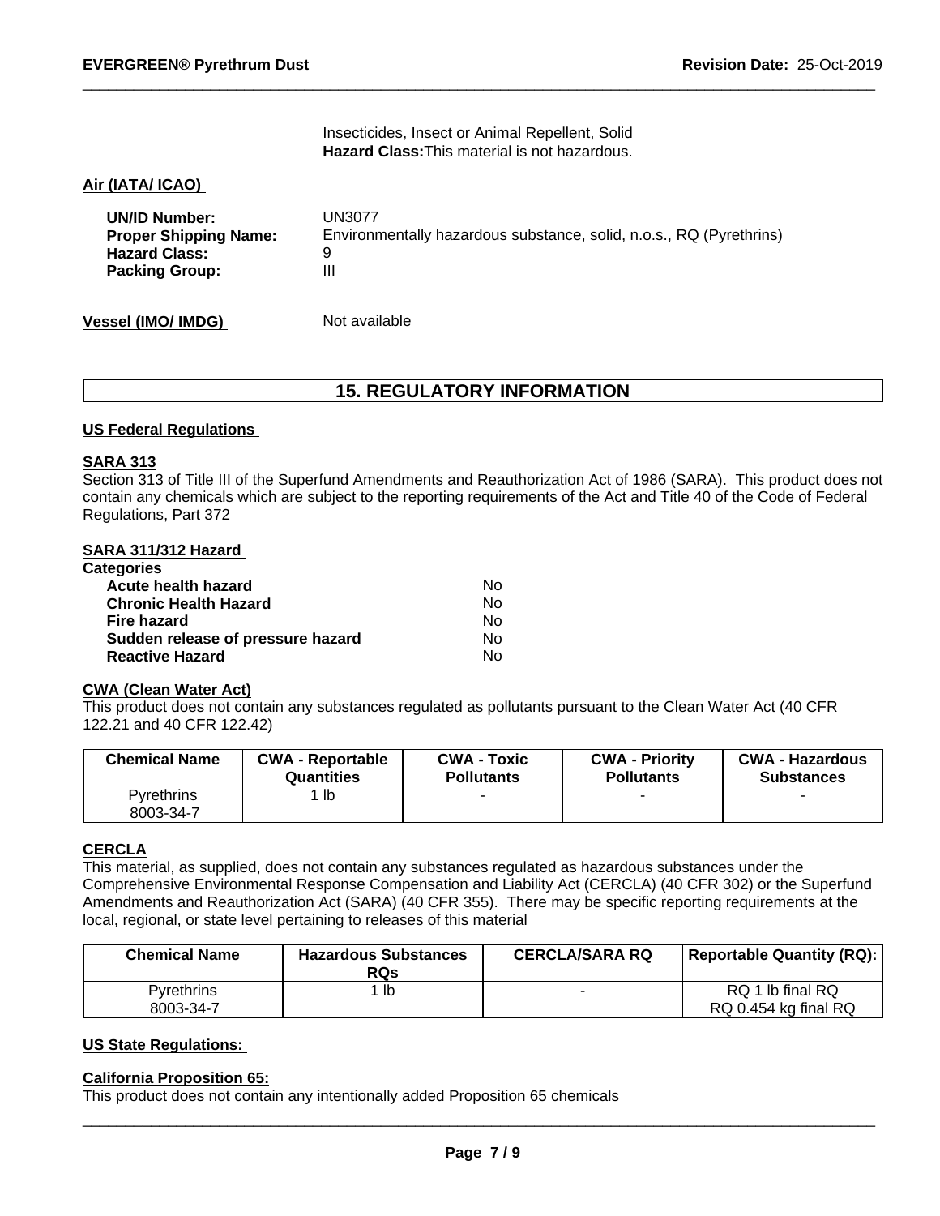Insecticides, Insect or Animal Repellent, Solid
**Hazard Class:** This material is not hazardous.

**Air (IATA/ ICAO)**

| | |
|---|---|
| **UN/ID Number:** | UN3077 |
| **Proper Shipping Name:** | Environmentally hazardous substance, solid, n.o.s., RQ (Pyrethrins) |
| **Hazard Class:** | 9 |
| **Packing Group:** | III |

**Vessel (IMO/ IMDG)** Not available

## 15. REGULATORY INFORMATION

**US Federal Regulations**

**SARA 313**
Section 313 of Title III of the Superfund Amendments and Reauthorization Act of 1986 (SARA). This product does not contain any chemicals which are subject to the reporting requirements of the Act and Title 40 of the Code of Federal Regulations, Part 372

**SARA 311/312 Hazard Categories**

| | |
|---|---|
| **Acute health hazard** | No |
| **Chronic Health Hazard** | No |
| **Fire hazard** | No |
| **Sudden release of pressure hazard** | No |
| **Reactive Hazard** | No |

**CWA (Clean Water Act)**
This product does not contain any substances regulated as pollutants pursuant to the Clean Water Act (40 CFR 122.21 and 40 CFR 122.42)

| Chemical Name | CWA - Reportable Quantities | CWA - Toxic Pollutants | CWA - Priority Pollutants | CWA - Hazardous Substances |
|---|---|---|---|---|
| Pyrethrins 8003-34-7 | 1 lb | - | - | - |

**CERCLA**
This material, as supplied, does not contain any substances regulated as hazardous substances under the Comprehensive Environmental Response Compensation and Liability Act (CERCLA) (40 CFR 302) or the Superfund Amendments and Reauthorization Act (SARA) (40 CFR 355). There may be specific reporting requirements at the local, regional, or state level pertaining to releases of this material

| Chemical Name | Hazardous Substances RQs | CERCLA/SARA RQ | Reportable Quantity (RQ): |
|---|---|---|---|
| Pyrethrins 8003-34-7 | 1 lb | - | RQ 1 lb final RQ RQ 0.454 kg final RQ |

**US State Regulations:**

**California Proposition 65:**
This product does not contain any intentionally added Proposition 65 chemicals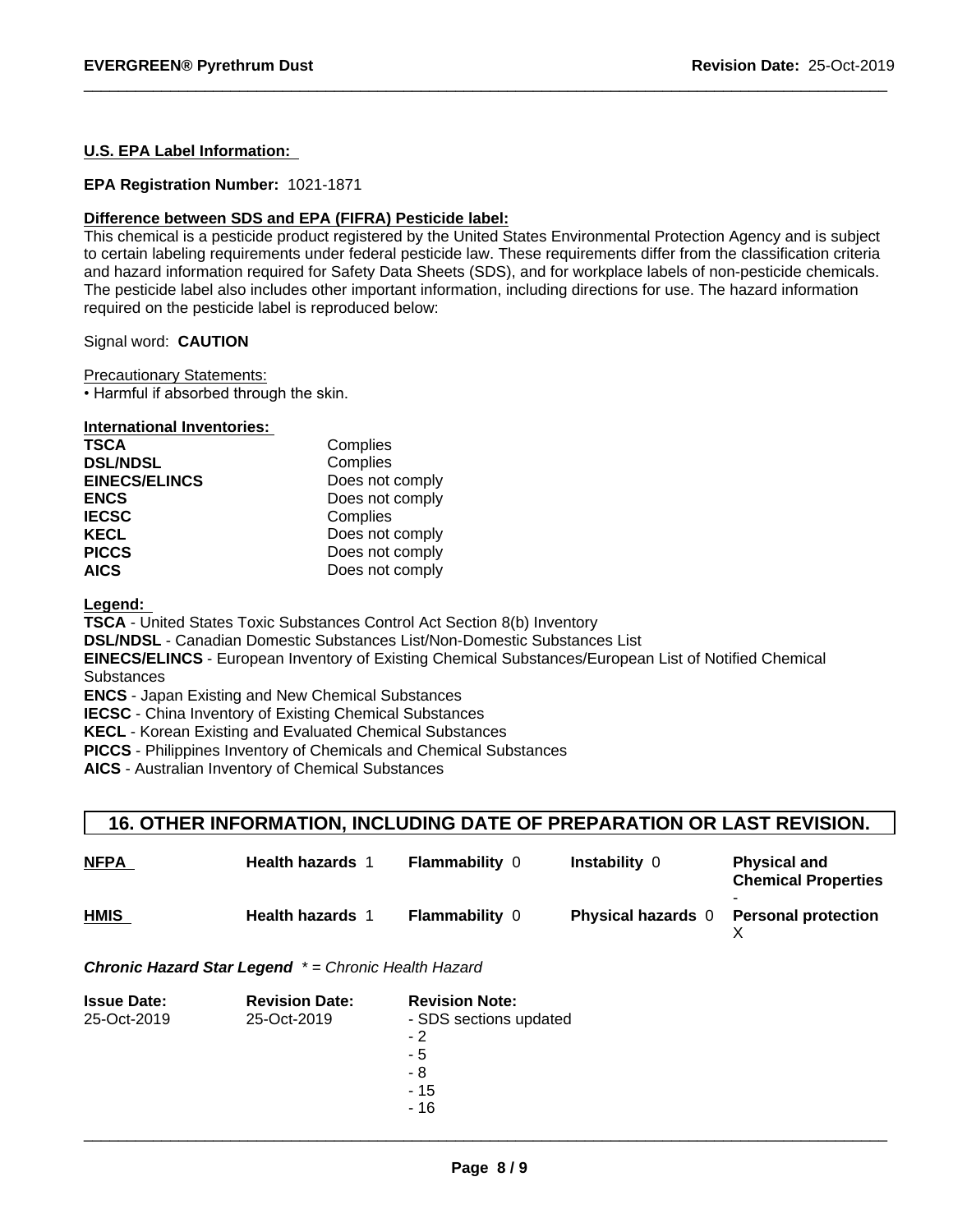**U.S. EPA Label Information:**

**EPA Registration Number:** 1021-1871

**Difference between SDS and EPA (FIFRA) Pesticide label:**

This chemical is a pesticide product registered by the United States Environmental Protection Agency and is subject to certain labeling requirements under federal pesticide law. These requirements differ from the classification criteria and hazard information required for Safety Data Sheets (SDS), and for workplace labels of non-pesticide chemicals. The pesticide label also includes other important information, including directions for use. The hazard information required on the pesticide label is reproduced below:

Signal word: **CAUTION**

Precautionary Statements:

• Harmful if absorbed through the skin.

**International Inventories:**

| | |
|---|---|
| **TSCA** | Complies |
| **DSL/NDSL** | Complies |
| **EINECS/ELINCS** | Does not comply |
| **ENCS** | Does not comply |
| **IECSC** | Complies |
| **KECL** | Does not comply |
| **PICCS** | Does not comply |
| **AICS** | Does not comply |

**Legend:**

**TSCA** - United States Toxic Substances Control Act Section 8(b) Inventory
**DSL/NDSL** - Canadian Domestic Substances List/Non-Domestic Substances List
**EINECS/ELINCS** - European Inventory of Existing Chemical Substances/European List of Notified Chemical Substances
**ENCS** - Japan Existing and New Chemical Substances
**IECSC** - China Inventory of Existing Chemical Substances
**KECL** - Korean Existing and Evaluated Chemical Substances
**PICCS** - Philippines Inventory of Chemicals and Chemical Substances
**AICS** - Australian Inventory of Chemical Substances

## 16. OTHER INFORMATION, INCLUDING DATE OF PREPARATION OR LAST REVISION.

| | | | | |
|---|---|---|---|---|
| **NFPA** | **Health hazards** 1 | **Flammability** 0 | **Instability** 0 | **Physical and Chemical Properties** - |
| **HMIS** | **Health hazards** 1 | **Flammability** 0 | **Physical hazards** 0 | **Personal protection** X |

***Chronic Hazard Star Legend*** *\* = Chronic Health Hazard*

| **Issue Date:** | **Revision Date:** | **Revision Note:** |
|---|---|---|
| 25-Oct-2019 | 25-Oct-2019 | - SDS sections updated<br>- 2<br>- 5<br>- 8<br>- 15<br>- 16 |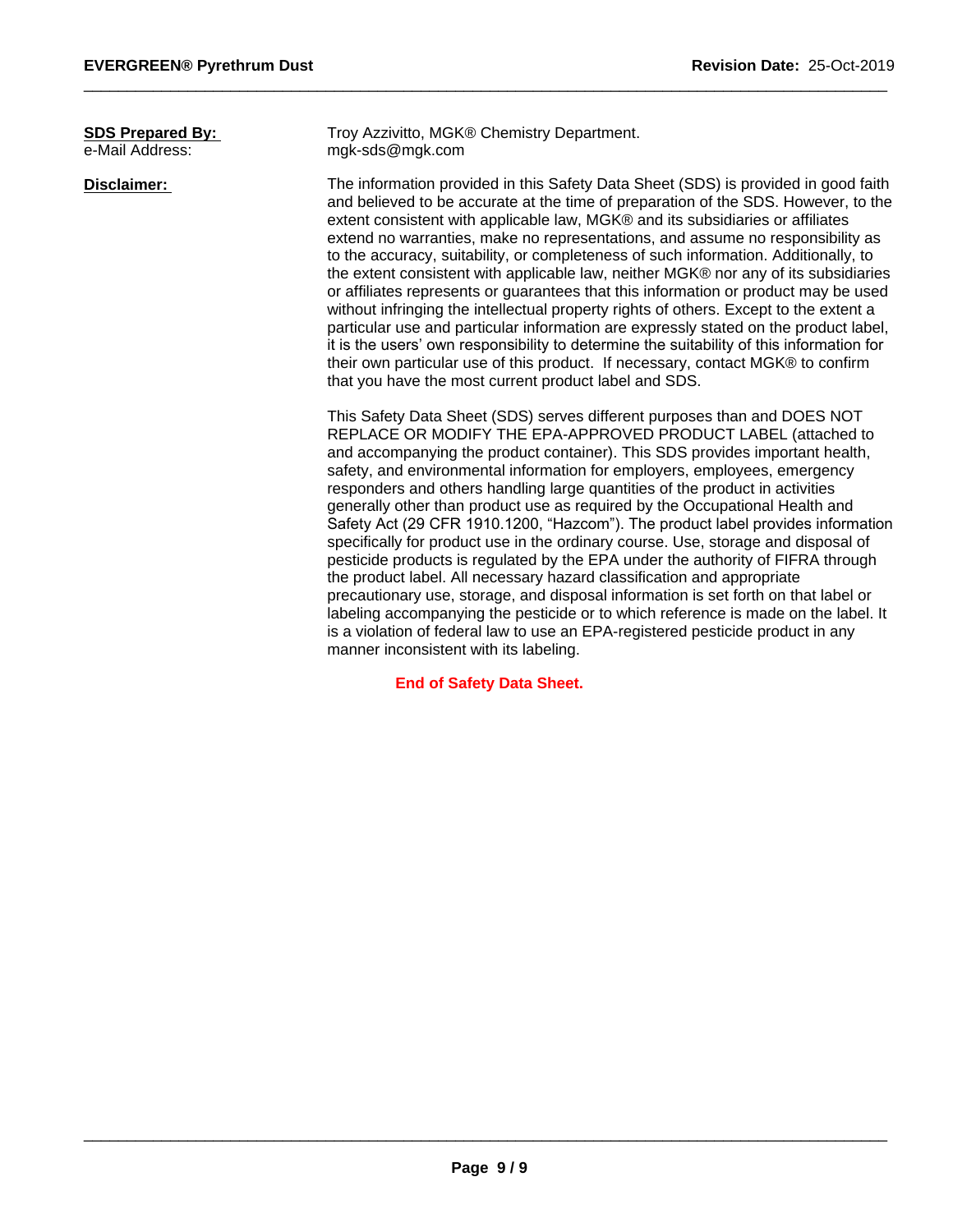**SDS Prepared By:** Troy Azzivitto, MGK® Chemistry Department.
e-Mail Address: mgk-sds@mgk.com

**Disclaimer:**

The information provided in this Safety Data Sheet (SDS) is provided in good faith and believed to be accurate at the time of preparation of the SDS. However, to the extent consistent with applicable law, MGK® and its subsidiaries or affiliates extend no warranties, make no representations, and assume no responsibility as to the accuracy, suitability, or completeness of such information. Additionally, to the extent consistent with applicable law, neither MGK® nor any of its subsidiaries or affiliates represents or guarantees that this information or product may be used without infringing the intellectual property rights of others. Except to the extent a particular use and particular information are expressly stated on the product label, it is the users' own responsibility to determine the suitability of this information for their own particular use of this product. If necessary, contact MGK® to confirm that you have the most current product label and SDS.

This Safety Data Sheet (SDS) serves different purposes than and DOES NOT REPLACE OR MODIFY THE EPA-APPROVED PRODUCT LABEL (attached to and accompanying the product container). This SDS provides important health, safety, and environmental information for employers, employees, emergency responders and others handling large quantities of the product in activities generally other than product use as required by the Occupational Health and Safety Act (29 CFR 1910.1200, "Hazcom"). The product label provides information specifically for product use in the ordinary course. Use, storage and disposal of pesticide products is regulated by the EPA under the authority of FIFRA through the product label. All necessary hazard classification and appropriate precautionary use, storage, and disposal information is set forth on that label or labeling accompanying the pesticide or to which reference is made on the label. It is a violation of federal law to use an EPA-registered pesticide product in any manner inconsistent with its labeling.

**End of Safety Data Sheet.**